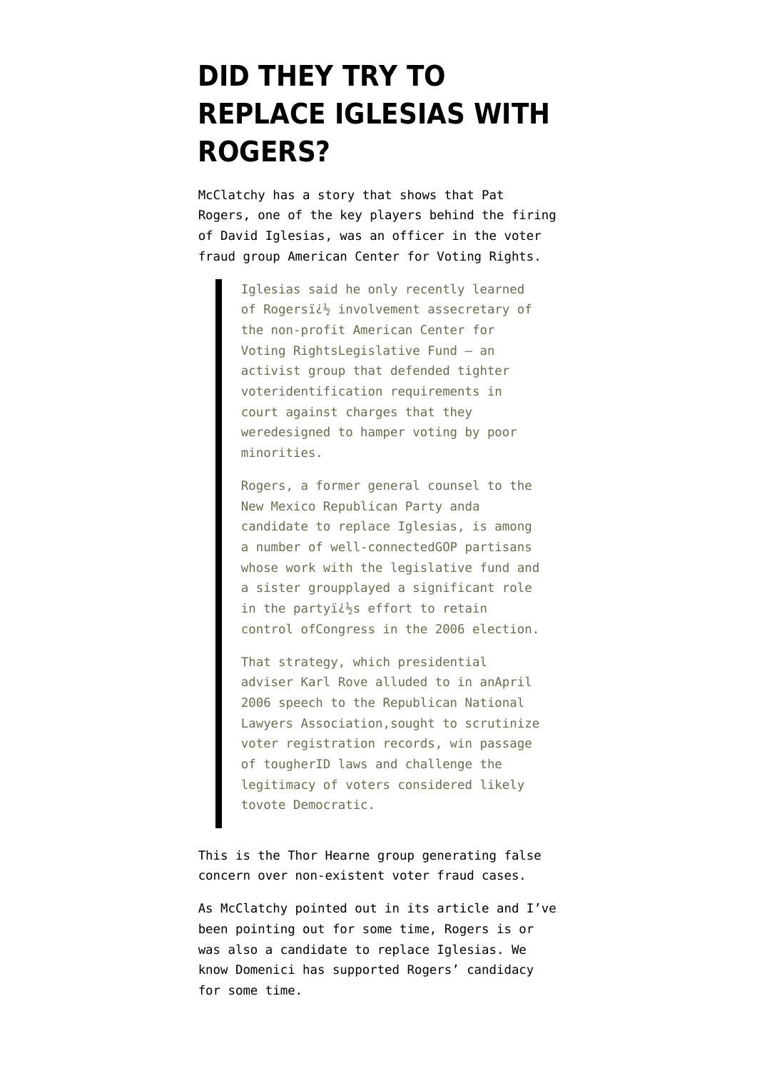# DID THEY TRY TO REPLACE IGLESIAS WITH ROGERS?

McClatchy has a story that shows that Pat Rogers, one of the key players behind the firing of David Iglesias, was an officer in the voter fraud group American Center for Voting Rights.

> Iglesias said he only recently learned of Rogersï¿½ involvement assecretary of the non-profit American Center for Voting RightsLegislative Fund — an activist group that defended tighter voteridentification requirements in court against charges that they weredesigned to hamper voting by poor minorities.
>
> Rogers, a former general counsel to the New Mexico Republican Party anda candidate to replace Iglesias, is among a number of well-connectedGOP partisans whose work with the legislative fund and a sister groupplayed a significant role in the partyï¿½s effort to retain control ofCongress in the 2006 election.
>
> That strategy, which presidential adviser Karl Rove alluded to in anApril 2006 speech to the Republican National Lawyers Association,sought to scrutinize voter registration records, win passage of tougherID laws and challenge the legitimacy of voters considered likely tovote Democratic.

This is the Thor Hearne group generating false concern over non-existent voter fraud cases.

As McClatchy pointed out in its article and I've been pointing out for some time, Rogers is or was also a candidate to replace Iglesias. We know Domenici has supported Rogers' candidacy for some time.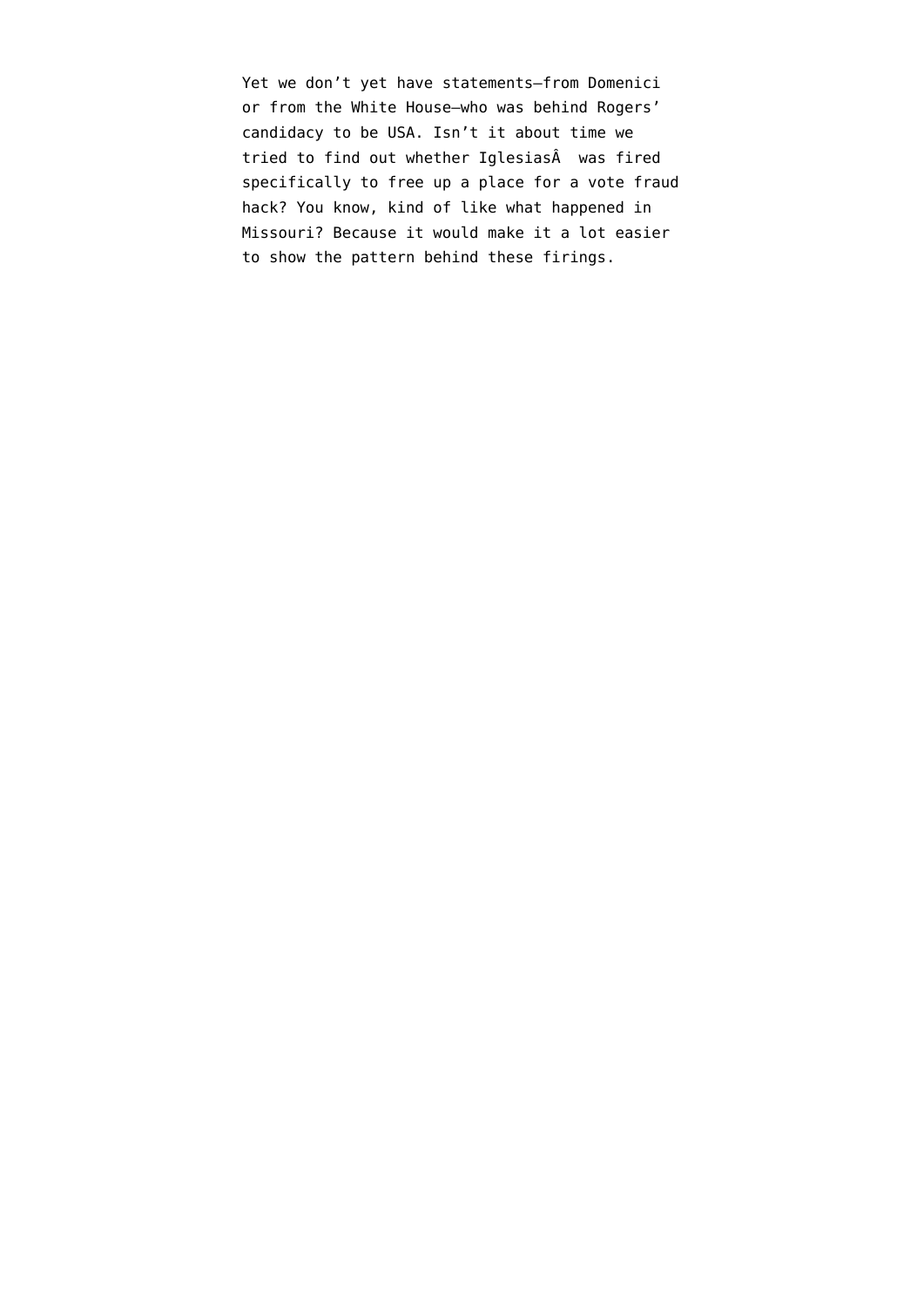Yet we don’t yet have statements—from Domenici or from the White House—who was behind Rogers’ candidacy to be USA. Isn’t it about time we tried to find out whether IglesiasÂ  was fired specifically to free up a place for a vote fraud hack? You know, kind of like what happened in Missouri? Because it would make it a lot easier to show the pattern behind these firings.